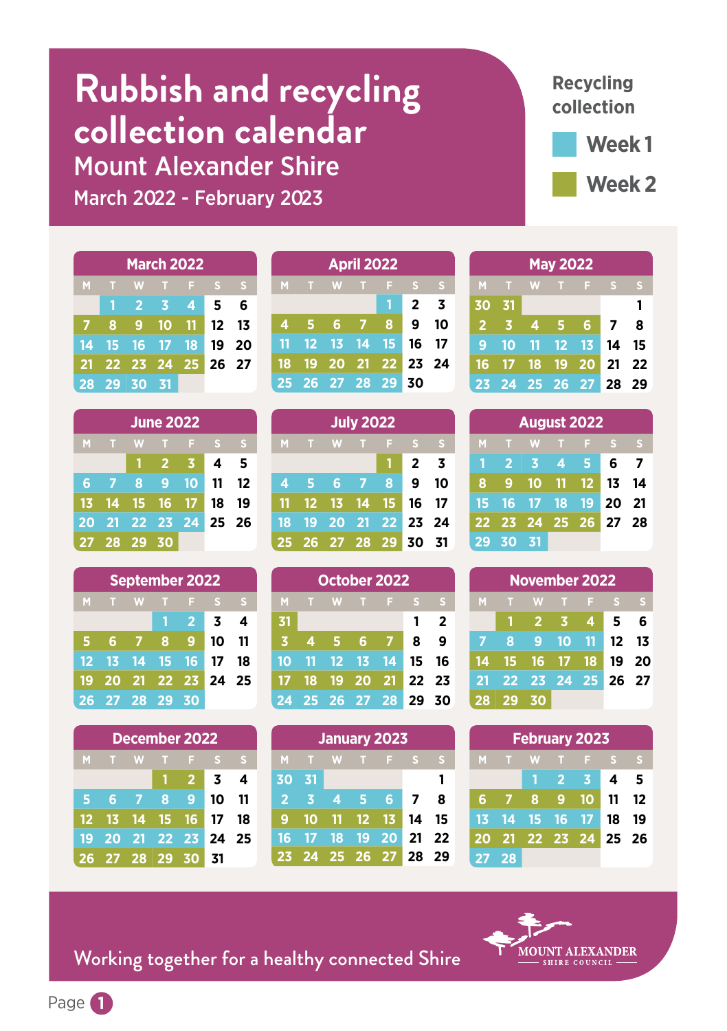# Rubbish and recycling collection calendar

## Mount Alexander Shire

### March 2022 - February 2023

**Recycling collection:** Week 1 (blue) | Week 2 (green)

### March 2022

| M | T | W | T | F | S | S | Recycling |
|---|---|---|---|---|---|---|---|
| | 1 | 2 | 3 | 4 | 5 | 6 | Week 1 |
| 7 | 8 | 9 | 10 | 11 | 12 | 13 | Week 2 |
| 14 | 15 | 16 | 17 | 18 | 19 | 20 | Week 1 |
| 21 | 22 | 23 | 24 | 25 | 26 | 27 | Week 2 |
| 28 | 29 | 30 | 31 | | | | Week 1 |

### April 2022

| M | T | W | T | F | S | S | Recycling |
|---|---|---|---|---|---|---|---|
| | | | | 1 | 2 | 3 | Week 1 |
| 4 | 5 | 6 | 7 | 8 | 9 | 10 | Week 2 |
| 11 | 12 | 13 | 14 | 15 | 16 | 17 | Week 1 |
| 18 | 19 | 20 | 21 | 22 | 23 | 24 | Week 2 |
| 25 | 26 | 27 | 28 | 29 | 30 | | Week 1 |

### May 2022

| M | T | W | T | F | S | S | Recycling |
|---|---|---|---|---|---|---|---|
| 30 | 31 | | | | | 1 | Week 2 |
| 2 | 3 | 4 | 5 | 6 | 7 | 8 | Week 2 |
| 9 | 10 | 11 | 12 | 13 | 14 | 15 | Week 1 |
| 16 | 17 | 18 | 19 | 20 | 21 | 22 | Week 2 |
| 23 | 24 | 25 | 26 | 27 | 28 | 29 | Week 1 |

### June 2022

| M | T | W | T | F | S | S | Recycling |
|---|---|---|---|---|---|---|---|
| | | 1 | 2 | 3 | 4 | 5 | Week 2 |
| 6 | 7 | 8 | 9 | 10 | 11 | 12 | Week 1 |
| 13 | 14 | 15 | 16 | 17 | 18 | 19 | Week 2 |
| 20 | 21 | 22 | 23 | 24 | 25 | 26 | Week 1 |
| 27 | 28 | 29 | 30 | | | | Week 2 |

### July 2022

| M | T | W | T | F | S | S | Recycling |
|---|---|---|---|---|---|---|---|
| | | | | 1 | 2 | 3 | Week 2 |
| 4 | 5 | 6 | 7 | 8 | 9 | 10 | Week 1 |
| 11 | 12 | 13 | 14 | 15 | 16 | 17 | Week 2 |
| 18 | 19 | 20 | 21 | 22 | 23 | 24 | Week 1 |
| 25 | 26 | 27 | 28 | 29 | 30 | 31 | Week 2 |

### August 2022

| M | T | W | T | F | S | S | Recycling |
|---|---|---|---|---|---|---|---|
| 1 | 2 | 3 | 4 | 5 | 6 | 7 | Week 1 |
| 8 | 9 | 10 | 11 | 12 | 13 | 14 | Week 2 |
| 15 | 16 | 17 | 18 | 19 | 20 | 21 | Week 1 |
| 22 | 23 | 24 | 25 | 26 | 27 | 28 | Week 2 |
| 29 | 30 | 31 | | | | | Week 1 |

### September 2022

| M | T | W | T | F | S | S | Recycling |
|---|---|---|---|---|---|---|---|
| | | | 1 | 2 | 3 | 4 | Week 1 |
| 5 | 6 | 7 | 8 | 9 | 10 | 11 | Week 2 |
| 12 | 13 | 14 | 15 | 16 | 17 | 18 | Week 1 |
| 19 | 20 | 21 | 22 | 23 | 24 | 25 | Week 2 |
| 26 | 27 | 28 | 29 | 30 | | | Week 1 |

### October 2022

| M | T | W | T | F | S | S | Recycling |
|---|---|---|---|---|---|---|---|
| 31 | | | | | 1 | 2 | Week 2 |
| 3 | 4 | 5 | 6 | 7 | 8 | 9 | Week 2 |
| 10 | 11 | 12 | 13 | 14 | 15 | 16 | Week 1 |
| 17 | 18 | 19 | 20 | 21 | 22 | 23 | Week 2 |
| 24 | 25 | 26 | 27 | 28 | 29 | 30 | Week 1 |

### November 2022

| M | T | W | T | F | S | S | Recycling |
|---|---|---|---|---|---|---|---|
| | 1 | 2 | 3 | 4 | 5 | 6 | Week 2 |
| 7 | 8 | 9 | 10 | 11 | 12 | 13 | Week 1 |
| 14 | 15 | 16 | 17 | 18 | 19 | 20 | Week 2 |
| 21 | 22 | 23 | 24 | 25 | 26 | 27 | Week 1 |
| 28 | 29 | 30 | | | | | Week 2 |

### December 2022

| M | T | W | T | F | S | S | Recycling |
|---|---|---|---|---|---|---|---|
| | | | 1 | 2 | 3 | 4 | Week 2 |
| 5 | 6 | 7 | 8 | 9 | 10 | 11 | Week 1 |
| 12 | 13 | 14 | 15 | 16 | 17 | 18 | Week 2 |
| 19 | 20 | 21 | 22 | 23 | 24 | 25 | Week 1 |
| 26 | 27 | 28 | 29 | 30 | 31 | | Week 2 |

### January 2023

| M | T | W | T | F | S | S | Recycling |
|---|---|---|---|---|---|---|---|
| 30 | 31 | | | | | 1 | Week 1 |
| 2 | 3 | 4 | 5 | 6 | 7 | 8 | Week 1 |
| 9 | 10 | 11 | 12 | 13 | 14 | 15 | Week 2 |
| 16 | 17 | 18 | 19 | 20 | 21 | 22 | Week 1 |
| 23 | 24 | 25 | 26 | 27 | 28 | 29 | Week 2 |

### February 2023

| M | T | W | T | F | S | S | Recycling |
|---|---|---|---|---|---|---|---|
| | | 1 | 2 | 3 | 4 | 5 | Week 1 |
| 6 | 7 | 8 | 9 | 10 | 11 | 12 | Week 2 |
| 13 | 14 | 15 | 16 | 17 | 18 | 19 | Week 1 |
| 20 | 21 | 22 | 23 | 24 | 25 | 26 | Week 2 |
| 27 | 28 | | | | | | Week 1 |

Working together for a healthy connected Shire

MOUNT ALEXANDER SHIRE COUNCIL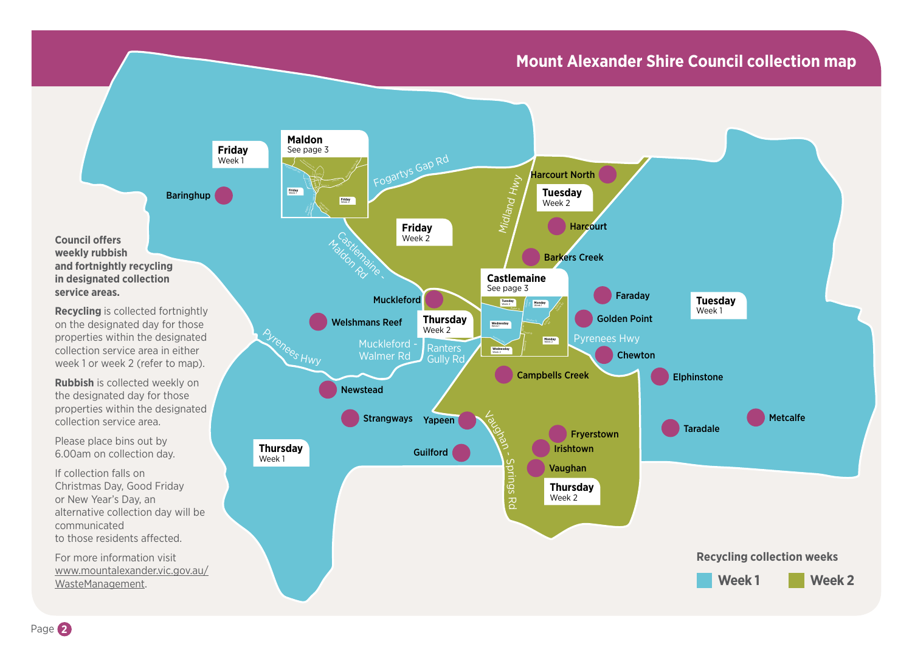# Mount Alexander Shire Council collection map

**Council offers weekly rubbish and fortnightly recycling in designated collection service areas.**

**Recycling** is collected fortnightly on the designated day for those properties within the designated collection service area in either week 1 or week 2 (refer to map).

**Rubbish** is collected weekly on the designated day for those properties within the designated collection service area.

Please place bins out by 6.00am on collection day.

If collection falls on Christmas Day, Good Friday or New Year's Day, an alternative collection day will be communicated to those residents affected.

For more information visit www.mountalexander.vic.gov.au/WasteManagement.

**Friday** Week 1

Baringhup

**Maldon** See page 3

Fogartys Gap Rd

**Friday** Week 2

Midland Hwy

Harcourt North

**Tuesday** Week 2

Harcourt

Barkers Creek

Castlemaine - Maldon Rd

Muckleford

Welshmans Reef

**Thursday** Week 2

**Castlemaine** See page 3

Faraday

Golden Point

**Tuesday** Week 1

Pyrenees Hwy

Muckleford - Walmer Rd

Ranters Gully Rd

Pyrenees Hwy

Chewton

Campbells Creek

Elphinstone

Newstead

Strangways

Yapeen

Vaughan - Springs Rd

Fryerstown

Irishtown

Vaughan

Taradale

Metcalfe

**Thursday** Week 1

Guilford

**Thursday** Week 2

**Recycling collection weeks**

Week 1 | Week 2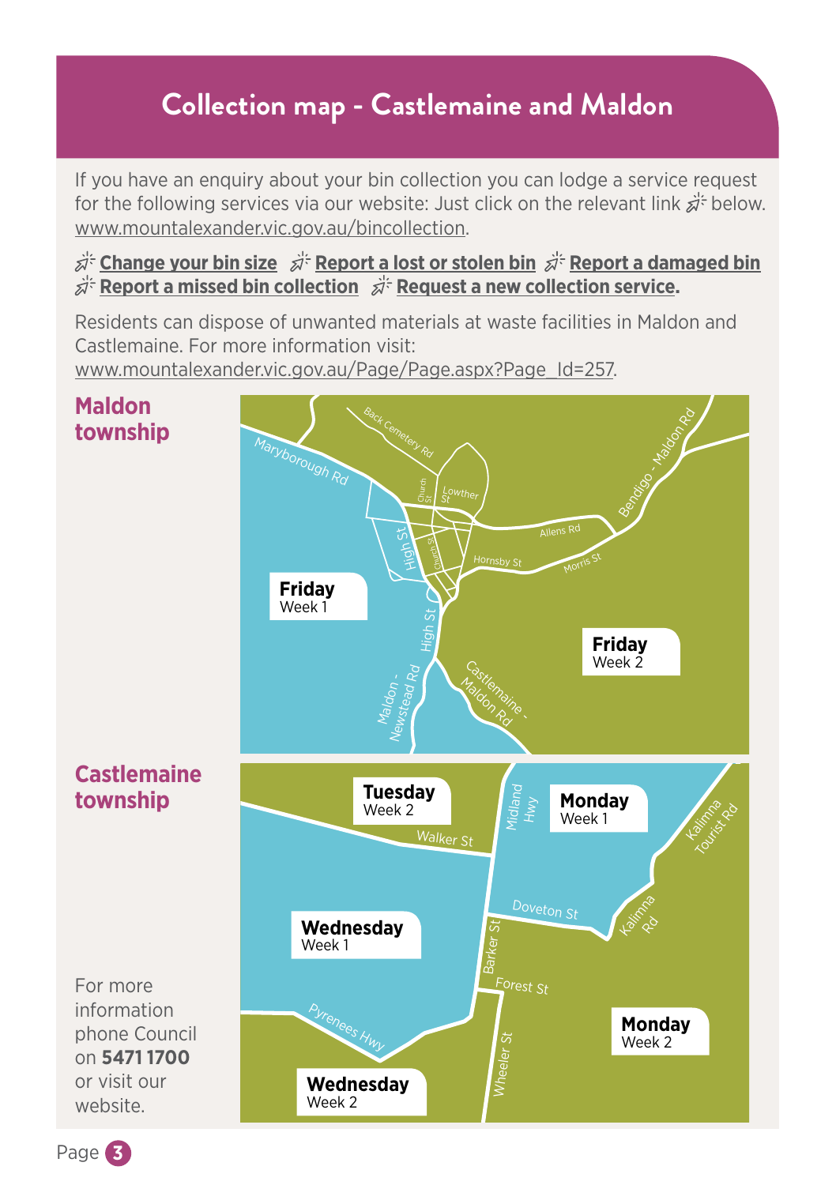# Collection map - Castlemaine and Maldon

If you have an enquiry about your bin collection you can lodge a service request for the following services via our website: Just click on the relevant link below. www.mountalexander.vic.gov.au/bincollection.

**Change your bin size** **Report a lost or stolen bin** **Report a damaged bin** **Report a missed bin collection** **Request a new collection service.**

Residents can dispose of unwanted materials at waste facilities in Maldon and Castlemaine. For more information visit: www.mountalexander.vic.gov.au/Page/Page.aspx?Page_Id=257.

## Maldon township

Back Cemetery Rd
Maryborough Rd
Church St
Lowther St
High St
Church St
Allens Rd
Hornsby St
Morris St
Bendigo - Maldon Rd
**Friday** Week 1
High St
Maldon - Newstead Rd
Castlemaine - Maldon Rd
**Friday** Week 2

## Castlemaine township

**Tuesday** Week 2
Walker St
Midland Hwy
**Monday** Week 1
Kalimna Tourist Rd
Doveton St
Kalimna Rd
**Wednesday** Week 1
Barker St
Forest St
Pyrenees Hwy
Wheeler St
**Monday** Week 2
**Wednesday** Week 2

For more information phone Council on **5471 1700** or visit our website.